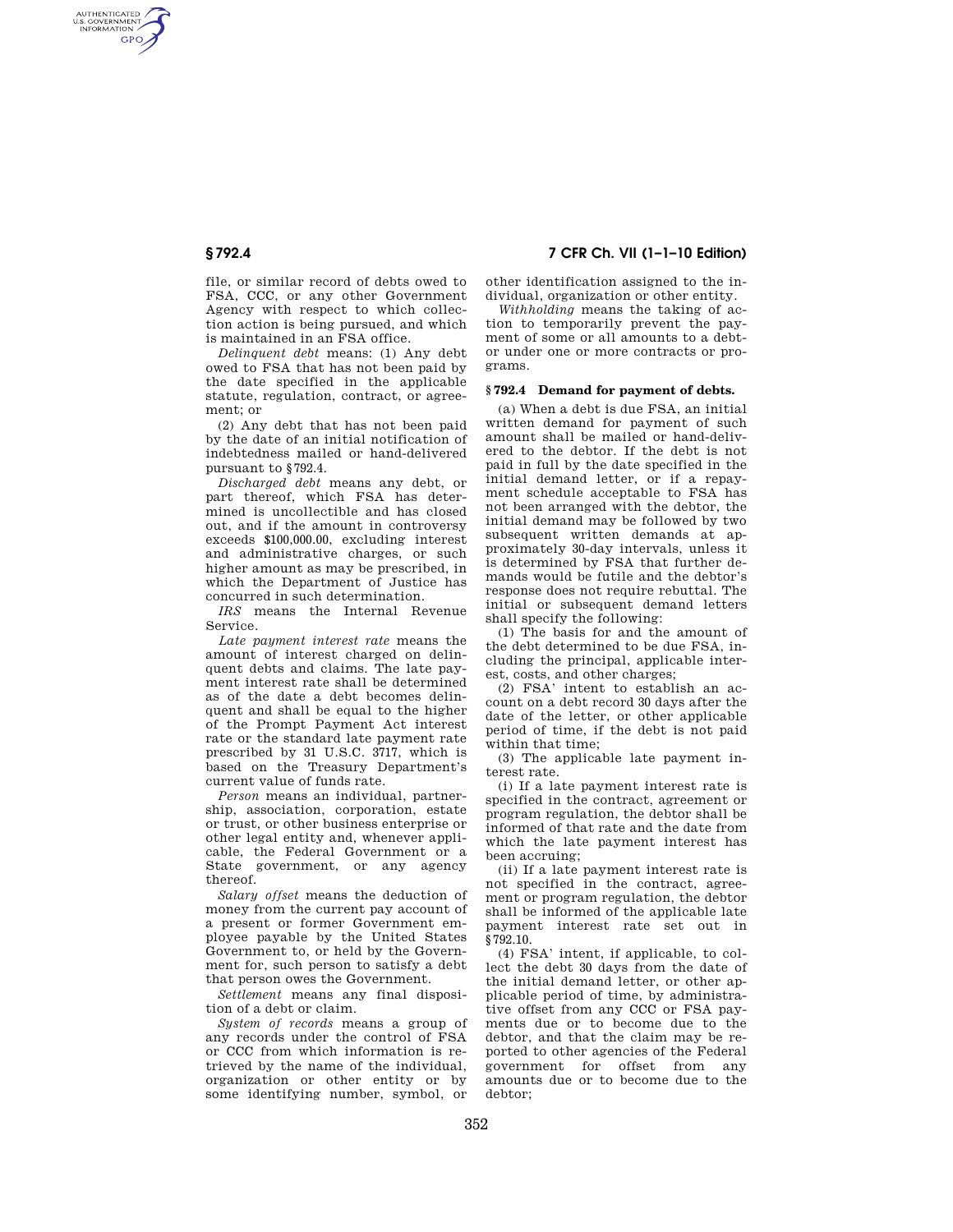file, or similar record of debts owed to FSA, CCC, or any other Government Agency with respect to which collection action is being pursued, and which is maintained in an FSA office.

*Delinquent debt* means: (1) Any debt owed to FSA that has not been paid by the date specified in the applicable statute, regulation, contract, or agreement; or

(2) Any debt that has not been paid by the date of an initial notification of indebtedness mailed or hand-delivered pursuant to §792.4.

*Discharged debt* means any debt, or part thereof, which FSA has determined is uncollectible and has closed out, and if the amount in controversy exceeds $100,000.00, excluding interest and administrative charges, or such higher amount as may be prescribed, in which the Department of Justice has concurred in such determination.

*IRS* means the Internal Revenue Service.

*Late payment interest rate* means the amount of interest charged on delinquent debts and claims. The late payment interest rate shall be determined as of the date a debt becomes delinquent and shall be equal to the higher of the Prompt Payment Act interest rate or the standard late payment rate prescribed by 31 U.S.C. 3717, which is based on the Treasury Department's current value of funds rate.

*Person* means an individual, partnership, association, corporation, estate or trust, or other business enterprise or other legal entity and, whenever applicable, the Federal Government or a State government, or any agency thereof.

*Salary offset* means the deduction of money from the current pay account of a present or former Government employee payable by the United States Government to, or held by the Government for, such person to satisfy a debt that person owes the Government.

*Settlement* means any final disposition of a debt or claim.

*System of records* means a group of any records under the control of FSA or CCC from which information is retrieved by the name of the individual, organization or other entity or by some identifying number, symbol, or other identification assigned to the individual, organization or other entity.

*Withholding* means the taking of action to temporarily prevent the payment of some or all amounts to a debtor under one or more contracts or programs.

## § 792.4 Demand for payment of debts.

(a) When a debt is due FSA, an initial written demand for payment of such amount shall be mailed or hand-delivered to the debtor. If the debt is not paid in full by the date specified in the initial demand letter, or if a repayment schedule acceptable to FSA has not been arranged with the debtor, the initial demand may be followed by two subsequent written demands at approximately 30-day intervals, unless it is determined by FSA that further demands would be futile and the debtor's response does not require rebuttal. The initial or subsequent demand letters shall specify the following:

(1) The basis for and the amount of the debt determined to be due FSA, including the principal, applicable interest, costs, and other charges;

(2) FSA' intent to establish an account on a debt record 30 days after the date of the letter, or other applicable period of time, if the debt is not paid within that time;

(3) The applicable late payment interest rate.

(i) If a late payment interest rate is specified in the contract, agreement or program regulation, the debtor shall be informed of that rate and the date from which the late payment interest has been accruing;

(ii) If a late payment interest rate is not specified in the contract, agreement or program regulation, the debtor shall be informed of the applicable late payment interest rate set out in §792.10.

(4) FSA' intent, if applicable, to collect the debt 30 days from the date of the initial demand letter, or other applicable period of time, by administrative offset from any CCC or FSA payments due or to become due to the debtor, and that the claim may be reported to other agencies of the Federal government for offset from any amounts due or to become due to the debtor;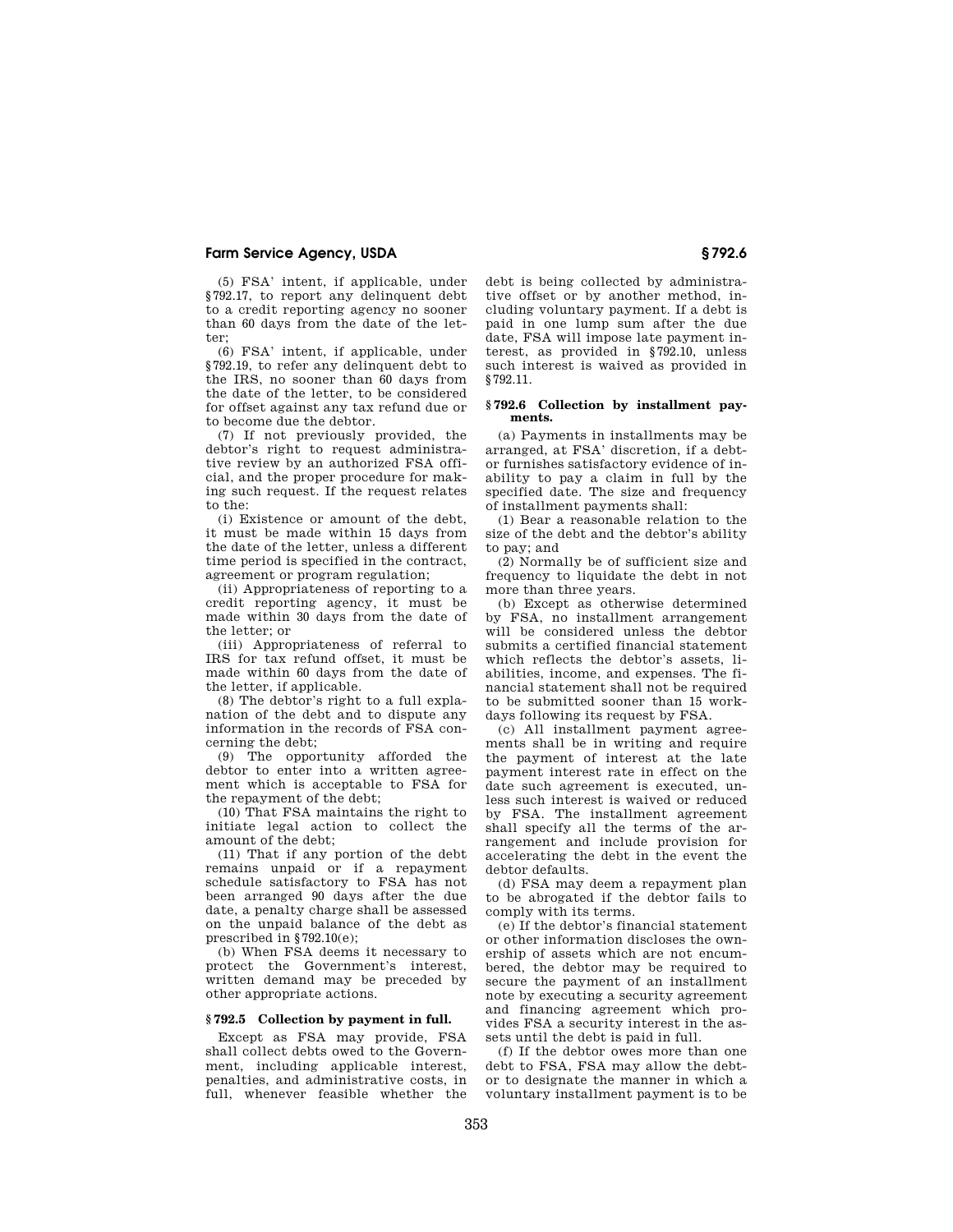(5) FSA' intent, if applicable, under §792.17, to report any delinquent debt to a credit reporting agency no sooner than 60 days from the date of the letter;

(6) FSA' intent, if applicable, under §792.19, to refer any delinquent debt to the IRS, no sooner than 60 days from the date of the letter, to be considered for offset against any tax refund due or to become due the debtor.

(7) If not previously provided, the debtor's right to request administrative review by an authorized FSA official, and the proper procedure for making such request. If the request relates to the:

(i) Existence or amount of the debt, it must be made within 15 days from the date of the letter, unless a different time period is specified in the contract, agreement or program regulation;

(ii) Appropriateness of reporting to a credit reporting agency, it must be made within 30 days from the date of the letter; or

(iii) Appropriateness of referral to IRS for tax refund offset, it must be made within 60 days from the date of the letter, if applicable.

(8) The debtor's right to a full explanation of the debt and to dispute any information in the records of FSA concerning the debt;

(9) The opportunity afforded the debtor to enter into a written agreement which is acceptable to FSA for the repayment of the debt;

(10) That FSA maintains the right to initiate legal action to collect the amount of the debt;

(11) That if any portion of the debt remains unpaid or if a repayment schedule satisfactory to FSA has not been arranged 90 days after the due date, a penalty charge shall be assessed on the unpaid balance of the debt as prescribed in §792.10(e);

(b) When FSA deems it necessary to protect the Government's interest, written demand may be preceded by other appropriate actions.

## §792.5 Collection by payment in full.

Except as FSA may provide, FSA shall collect debts owed to the Government, including applicable interest, penalties, and administrative costs, in full, whenever feasible whether the debt is being collected by administrative offset or by another method, including voluntary payment. If a debt is paid in one lump sum after the due date, FSA will impose late payment interest, as provided in §792.10, unless such interest is waived as provided in §792.11.

## §792.6 Collection by installment payments.

(a) Payments in installments may be arranged, at FSA' discretion, if a debtor furnishes satisfactory evidence of inability to pay a claim in full by the specified date. The size and frequency of installment payments shall:

(1) Bear a reasonable relation to the size of the debt and the debtor's ability to pay; and

(2) Normally be of sufficient size and frequency to liquidate the debt in not more than three years.

(b) Except as otherwise determined by FSA, no installment arrangement will be considered unless the debtor submits a certified financial statement which reflects the debtor's assets, liabilities, income, and expenses. The financial statement shall not be required to be submitted sooner than 15 workdays following its request by FSA.

(c) All installment payment agreements shall be in writing and require the payment of interest at the late payment interest rate in effect on the date such agreement is executed, unless such interest is waived or reduced by FSA. The installment agreement shall specify all the terms of the arrangement and include provision for accelerating the debt in the event the debtor defaults.

(d) FSA may deem a repayment plan to be abrogated if the debtor fails to comply with its terms.

(e) If the debtor's financial statement or other information discloses the ownership of assets which are not encumbered, the debtor may be required to secure the payment of an installment note by executing a security agreement and financing agreement which provides FSA a security interest in the assets until the debt is paid in full.

(f) If the debtor owes more than one debt to FSA, FSA may allow the debtor to designate the manner in which a voluntary installment payment is to be